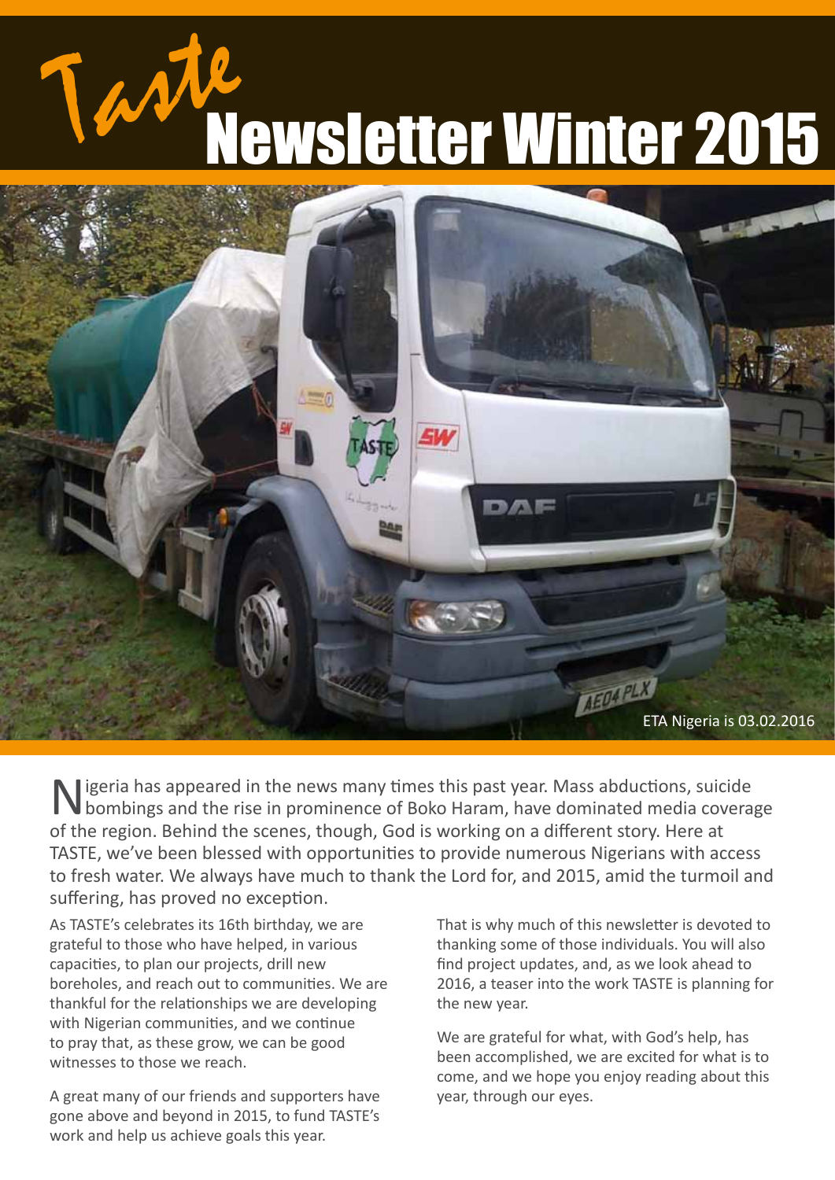# Taste Newsletter Winter 2015

ETA Nigeria is 03.02.2016

Nigeria has appeared in the news many times this past year. Mass abductions, suicide bombings and the rise in prominence of Boko Haram, have dominated media coverage of the region. Behind the scenes, though, God is working on a different story. Here at TASTE, we've been blessed with opportunities to provide numerous Nigerians with access to fresh water. We always have much to thank the Lord for, and 2015, amid the turmoil and suffering, has proved no exception.

As TASTE's celebrates its 16th birthday, we are grateful to those who have helped, in various capacities, to plan our projects, drill new boreholes, and reach out to communities. We are thankful for the relationships we are developing with Nigerian communities, and we continue to pray that, as these grow, we can be good witnesses to those we reach.

A great many of our friends and supporters have gone above and beyond in 2015, to fund TASTE's work and help us achieve goals this year.

That is why much of this newsletter is devoted to thanking some of those individuals. You will also find project updates, and, as we look ahead to 2016, a teaser into the work TASTE is planning for the new year.

We are grateful for what, with God's help, has been accomplished, we are excited for what is to come, and we hope you enjoy reading about this year, through our eyes.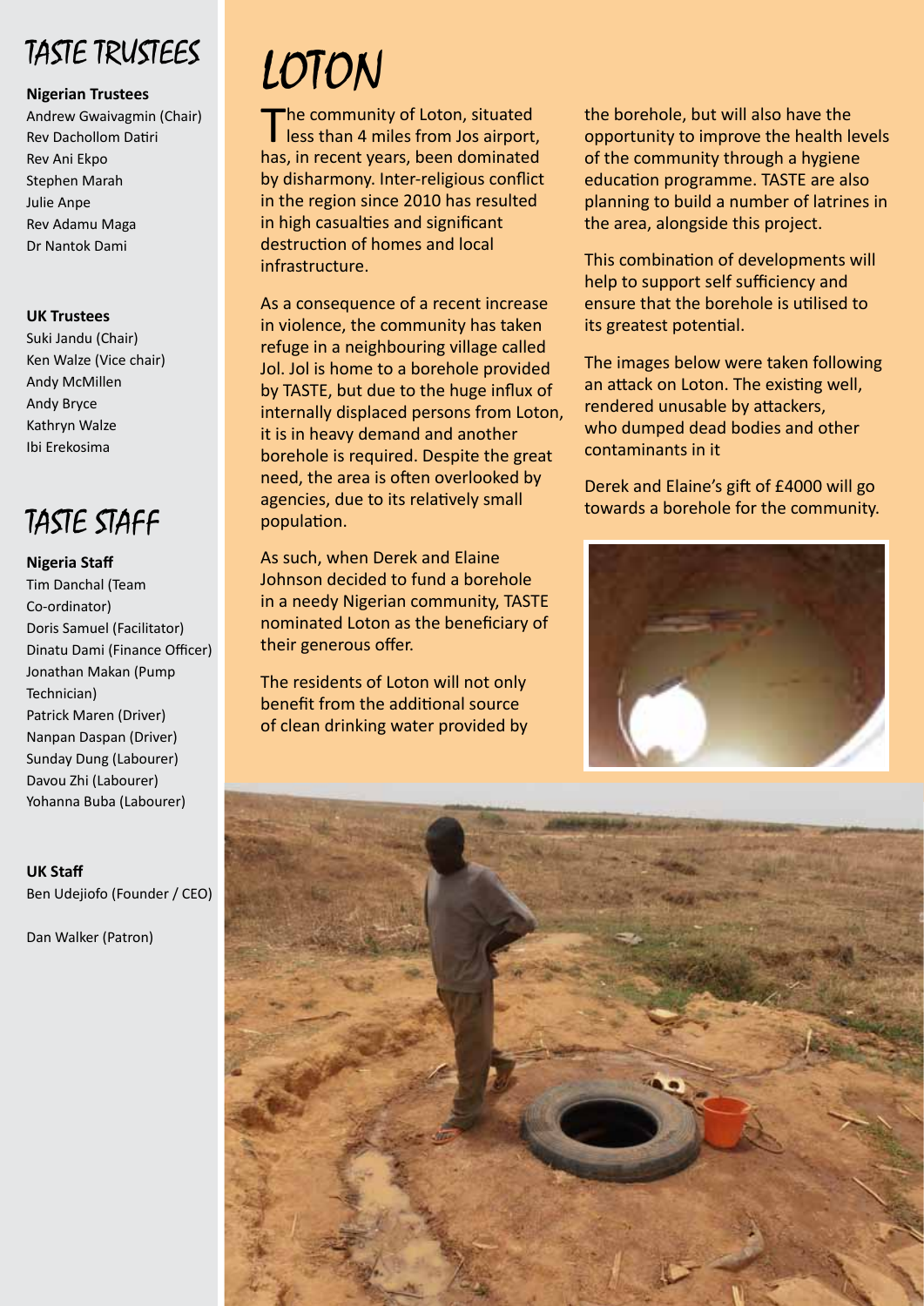## TASTE TRUSTEES

**Nigerian Trustees**

Andrew Gwaivagmin (Chair)
Rev Dachollom Datiri
Rev Ani Ekpo
Stephen Marah
Julie Anpe
Rev Adamu Maga
Dr Nantok Dami

**UK Trustees**

Suki Jandu (Chair)
Ken Walze (Vice chair)
Andy McMillen
Andy Bryce
Kathryn Walze
Ibi Erekosima

## TASTE STAFF

**Nigeria Staff**

Tim Danchal (Team Co-ordinator)
Doris Samuel (Facilitator)
Dinatu Dami (Finance Officer)
Jonathan Makan (Pump Technician)
Patrick Maren (Driver)
Nanpan Daspan (Driver)
Sunday Dung (Labourer)
Davou Zhi (Labourer)
Yohanna Buba (Labourer)

**UK Staff**

Ben Udejiofo (Founder / CEO)

Dan Walker (Patron)

# LOTON

The community of Loton, situated less than 4 miles from Jos airport, has, in recent years, been dominated by disharmony. Inter-religious conflict in the region since 2010 has resulted in high casualties and significant destruction of homes and local infrastructure.

As a consequence of a recent increase in violence, the community has taken refuge in a neighbouring village called Jol. Jol is home to a borehole provided by TASTE, but due to the huge influx of internally displaced persons from Loton, it is in heavy demand and another borehole is required. Despite the great need, the area is often overlooked by agencies, due to its relatively small population.

As such, when Derek and Elaine Johnson decided to fund a borehole in a needy Nigerian community, TASTE nominated Loton as the beneficiary of their generous offer.

The residents of Loton will not only benefit from the additional source of clean drinking water provided by the borehole, but will also have the opportunity to improve the health levels of the community through a hygiene education programme. TASTE are also planning to build a number of latrines in the area, alongside this project.

This combination of developments will help to support self sufficiency and ensure that the borehole is utilised to its greatest potential.

The images below were taken following an attack on Loton. The existing well, rendered unusable by attackers, who dumped dead bodies and other contaminants in it

Derek and Elaine's gift of £4000 will go towards a borehole for the community.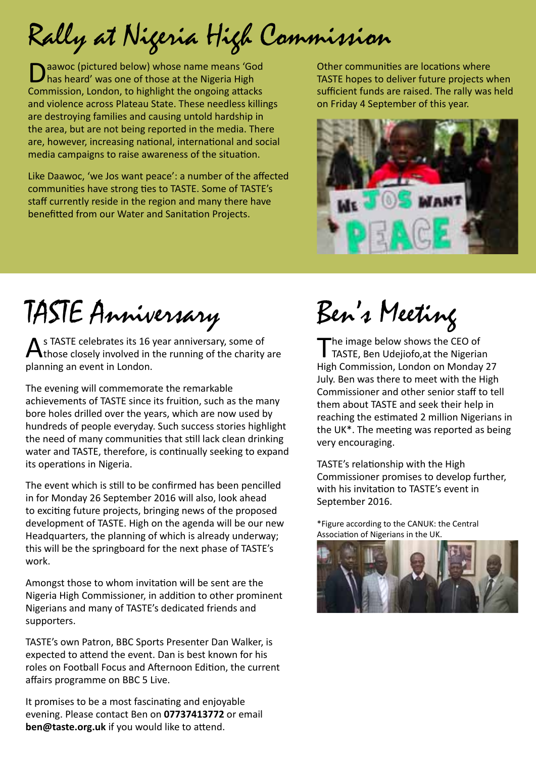# Rally at Nigeria High Commission

Daawoc (pictured below) whose name means 'God has heard' was one of those at the Nigeria High Commission, London, to highlight the ongoing attacks and violence across Plateau State. These needless killings are destroying families and causing untold hardship in the area, but are not being reported in the media. There are, however, increasing national, international and social media campaigns to raise awareness of the situation.

Like Daawoc, 'we Jos want peace': a number of the affected communities have strong ties to TASTE. Some of TASTE's staff currently reside in the region and many there have benefitted from our Water and Sanitation Projects.

Other communities are locations where TASTE hopes to deliver future projects when sufficient funds are raised. The rally was held on Friday 4 September of this year.

# TASTE Anniversary

As TASTE celebrates its 16 year anniversary, some of those closely involved in the running of the charity are planning an event in London.

The evening will commemorate the remarkable achievements of TASTE since its fruition, such as the many bore holes drilled over the years, which are now used by hundreds of people everyday. Such success stories highlight the need of many communities that still lack clean drinking water and TASTE, therefore, is continually seeking to expand its operations in Nigeria.

The event which is still to be confirmed has been pencilled in for Monday 26 September 2016 will also, look ahead to exciting future projects, bringing news of the proposed development of TASTE. High on the agenda will be our new Headquarters, the planning of which is already underway; this will be the springboard for the next phase of TASTE's work.

Amongst those to whom invitation will be sent are the Nigeria High Commissioner, in addition to other prominent Nigerians and many of TASTE's dedicated friends and supporters.

TASTE's own Patron, BBC Sports Presenter Dan Walker, is expected to attend the event. Dan is best known for his roles on Football Focus and Afternoon Edition, the current affairs programme on BBC 5 Live.

It promises to be a most fascinating and enjoyable evening. Please contact Ben on **07737413772** or email **ben@taste.org.uk** if you would like to attend.

# Ben's Meeting

The image below shows the CEO of TASTE, Ben Udejiofo,at the Nigerian High Commission, London on Monday 27 July. Ben was there to meet with the High Commissioner and other senior staff to tell them about TASTE and seek their help in reaching the estimated 2 million Nigerians in the UK*. The meeting was reported as being very encouraging.

TASTE's relationship with the High Commissioner promises to develop further, with his invitation to TASTE's event in September 2016.

*Figure according to the CANUK: the Central Association of Nigerians in the UK.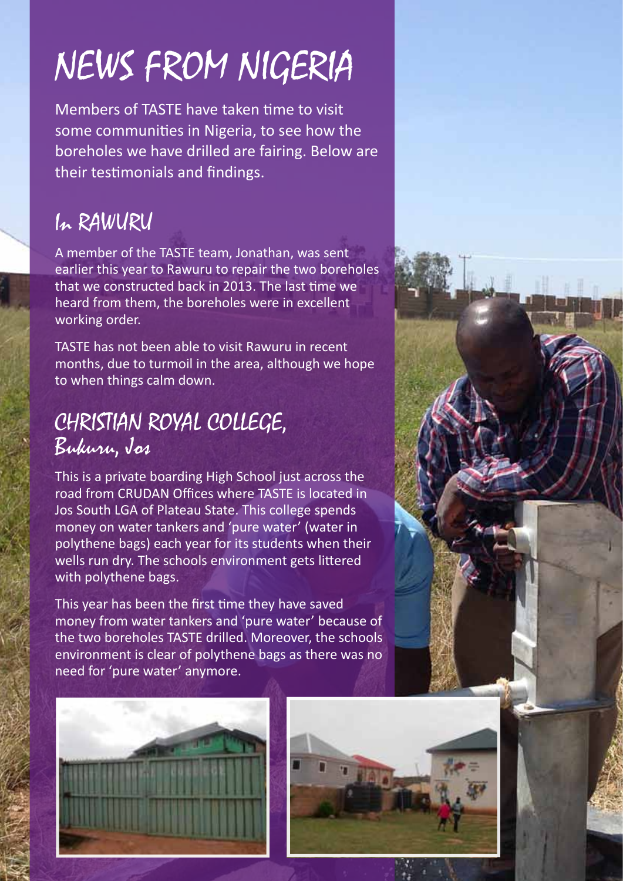# NEWS FROM NIGERIA

Members of TASTE have taken time to visit some communities in Nigeria, to see how the boreholes we have drilled are fairing. Below are their testimonials and findings.

## In RAWURU

A member of the TASTE team, Jonathan, was sent earlier this year to Rawuru to repair the two boreholes that we constructed back in 2013. The last time we heard from them, the boreholes were in excellent working order.

TASTE has not been able to visit Rawuru in recent months, due to turmoil in the area, although we hope to when things calm down.

## CHRISTIAN ROYAL COLLEGE, Bukuru, Jos

This is a private boarding High School just across the road from CRUDAN Offices where TASTE is located in Jos South LGA of Plateau State. This college spends money on water tankers and 'pure water' (water in polythene bags) each year for its students when their wells run dry. The schools environment gets littered with polythene bags.

This year has been the first time they have saved money from water tankers and 'pure water' because of the two boreholes TASTE drilled. Moreover, the schools environment is clear of polythene bags as there was no need for 'pure water' anymore.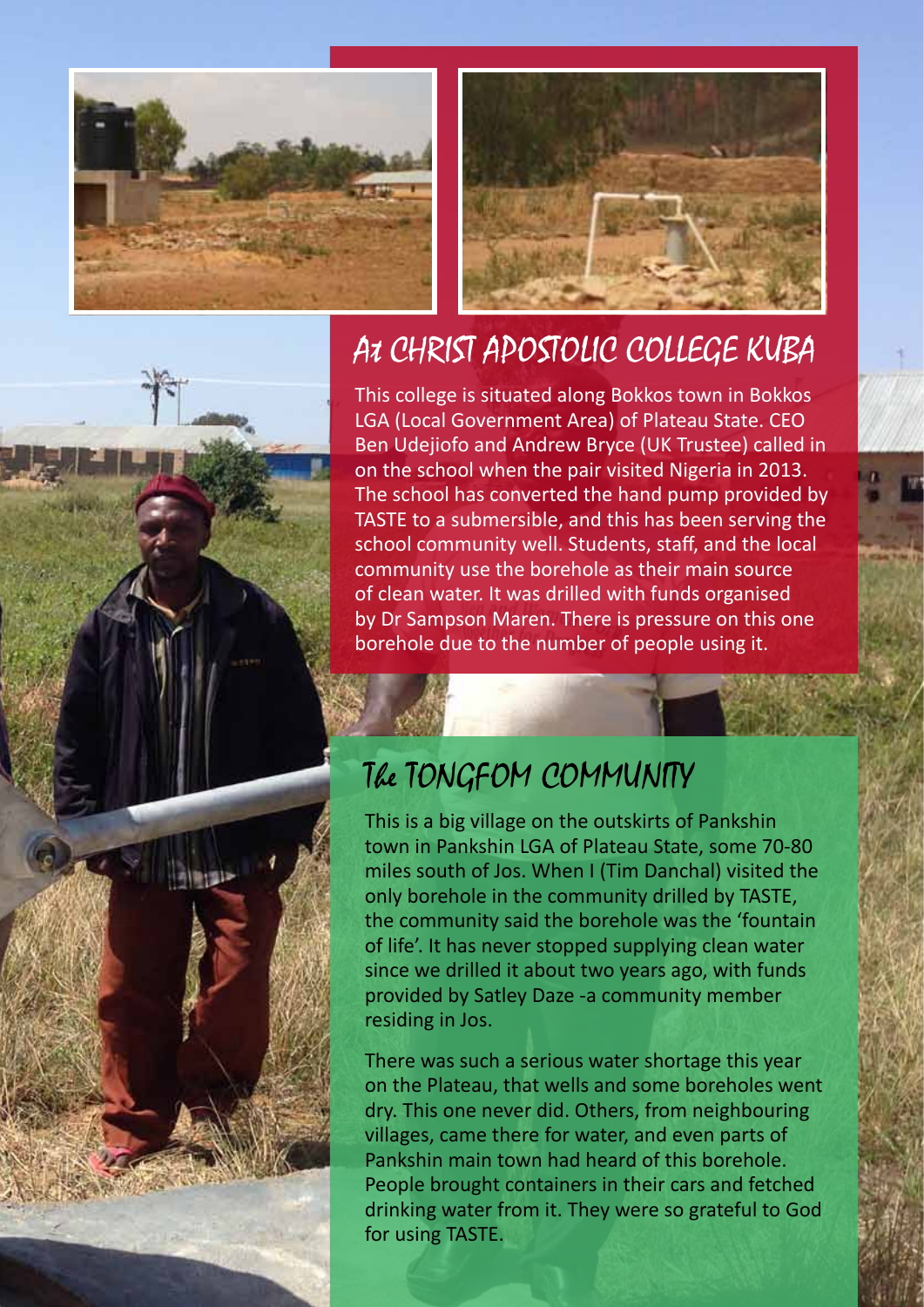## At CHRIST APOSTOLIC COLLEGE KUBA

This college is situated along Bokkos town in Bokkos LGA (Local Government Area) of Plateau State. CEO Ben Udejiofo and Andrew Bryce (UK Trustee) called in on the school when the pair visited Nigeria in 2013. The school has converted the hand pump provided by TASTE to a submersible, and this has been serving the school community well. Students, staff, and the local community use the borehole as their main source of clean water. It was drilled with funds organised by Dr Sampson Maren. There is pressure on this one borehole due to the number of people using it.

## The TONGFOM COMMUNITY

This is a big village on the outskirts of Pankshin town in Pankshin LGA of Plateau State, some 70-80 miles south of Jos. When I (Tim Danchal) visited the only borehole in the community drilled by TASTE, the community said the borehole was the 'fountain of life'. It has never stopped supplying clean water since we drilled it about two years ago, with funds provided by Satley Daze -a community member residing in Jos.

There was such a serious water shortage this year on the Plateau, that wells and some boreholes went dry. This one never did. Others, from neighbouring villages, came there for water, and even parts of Pankshin main town had heard of this borehole. People brought containers in their cars and fetched drinking water from it. They were so grateful to God for using TASTE.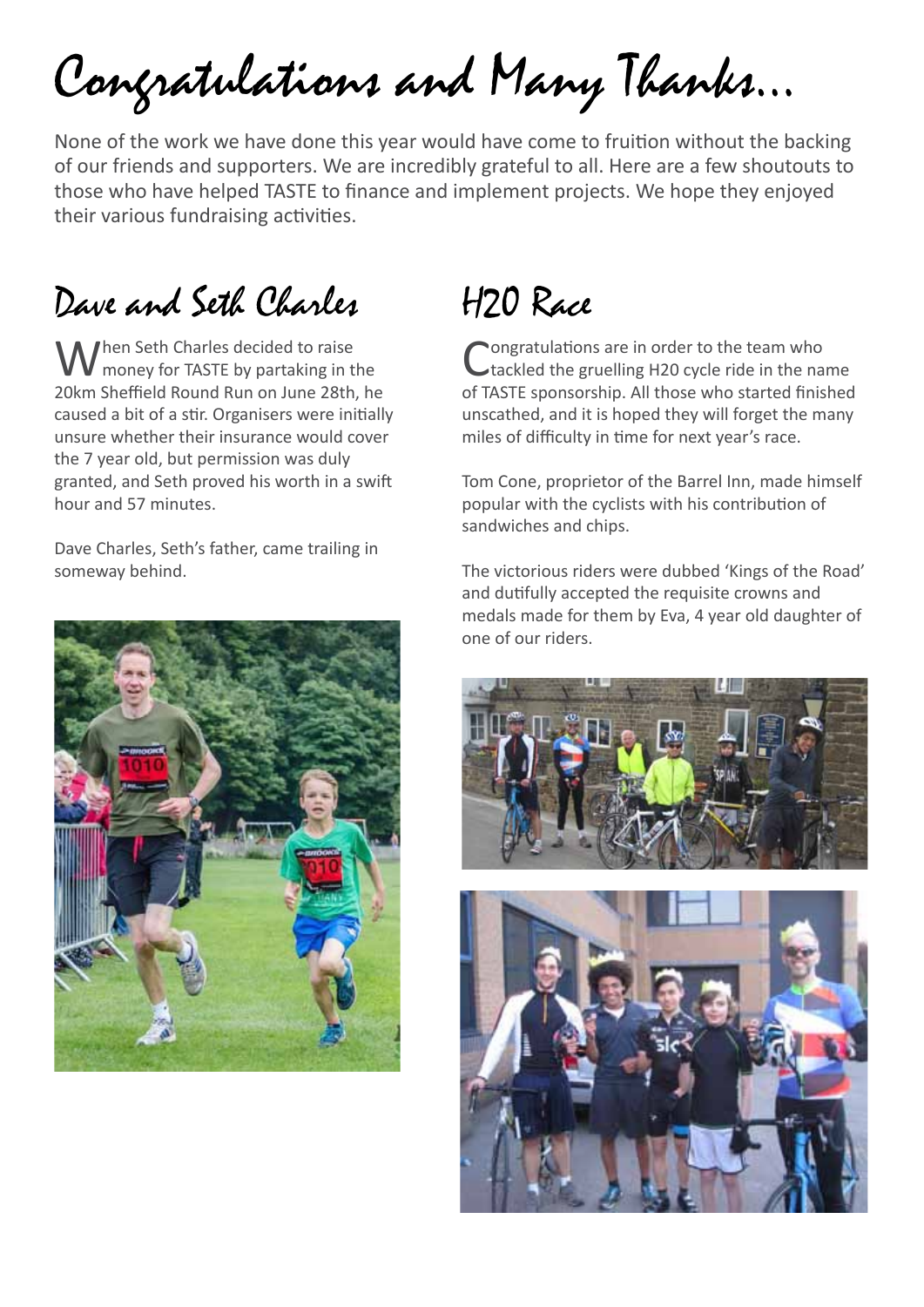# Congratulations and Many Thanks...

None of the work we have done this year would have come to fruition without the backing of our friends and supporters. We are incredibly grateful to all. Here are a few shoutouts to those who have helped TASTE to finance and implement projects. We hope they enjoyed their various fundraising activities.

## Dave and Seth Charles

When Seth Charles decided to raise money for TASTE by partaking in the 20km Sheffield Round Run on June 28th, he caused a bit of a stir. Organisers were initially unsure whether their insurance would cover the 7 year old, but permission was duly granted, and Seth proved his worth in a swift hour and 57 minutes.

Dave Charles, Seth's father, came trailing in someway behind.

## H20 Race

Congratulations are in order to the team who tackled the gruelling H20 cycle ride in the name of TASTE sponsorship. All those who started finished unscathed, and it is hoped they will forget the many miles of difficulty in time for next year's race.

Tom Cone, proprietor of the Barrel Inn, made himself popular with the cyclists with his contribution of sandwiches and chips.

The victorious riders were dubbed 'Kings of the Road' and dutifully accepted the requisite crowns and medals made for them by Eva, 4 year old daughter of one of our riders.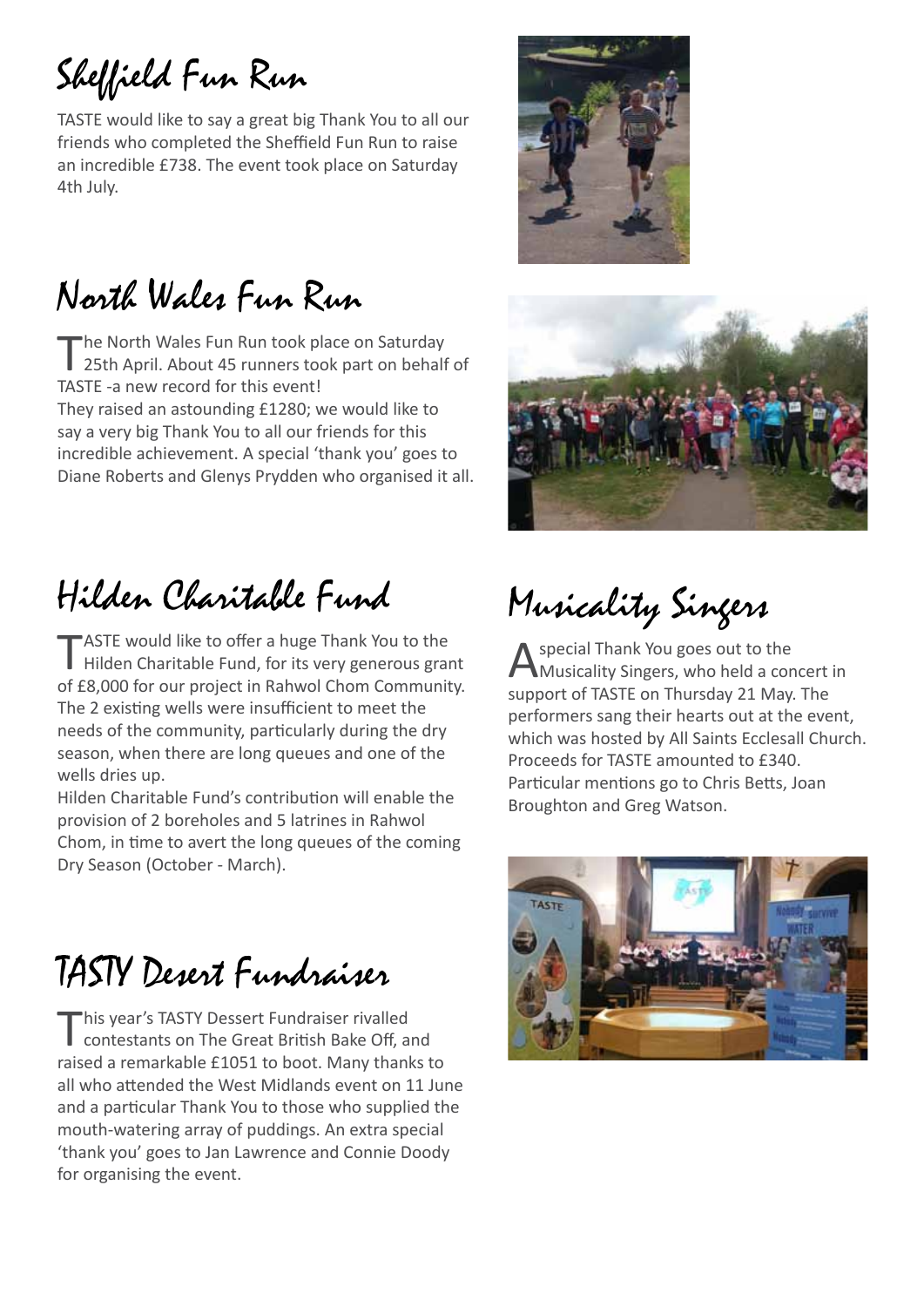## Sheffield Fun Run

TASTE would like to say a great big Thank You to all our friends who completed the Sheffield Fun Run to raise an incredible £738. The event took place on Saturday 4th July.

## North Wales Fun Run

The North Wales Fun Run took place on Saturday 25th April. About 45 runners took part on behalf of TASTE -a new record for this event!
They raised an astounding £1280; we would like to say a very big Thank You to all our friends for this incredible achievement. A special 'thank you' goes to Diane Roberts and Glenys Prydden who organised it all.

## Hilden Charitable Fund

TASTE would like to offer a huge Thank You to the Hilden Charitable Fund, for its very generous grant of £8,000 for our project in Rahwol Chom Community. The 2 existing wells were insufficient to meet the needs of the community, particularly during the dry season, when there are long queues and one of the wells dries up.
Hilden Charitable Fund's contribution will enable the provision of 2 boreholes and 5 latrines in Rahwol Chom, in time to avert the long queues of the coming Dry Season (October - March).

## TASTY Desert Fundraiser

This year's TASTY Dessert Fundraiser rivalled contestants on The Great British Bake Off, and raised a remarkable £1051 to boot. Many thanks to all who attended the West Midlands event on 11 June and a particular Thank You to those who supplied the mouth-watering array of puddings. An extra special 'thank you' goes to Jan Lawrence and Connie Doody for organising the event.

## Musicality Singers

A special Thank You goes out to the Musicality Singers, who held a concert in support of TASTE on Thursday 21 May. The performers sang their hearts out at the event, which was hosted by All Saints Ecclesall Church. Proceeds for TASTE amounted to £340. Particular mentions go to Chris Betts, Joan Broughton and Greg Watson.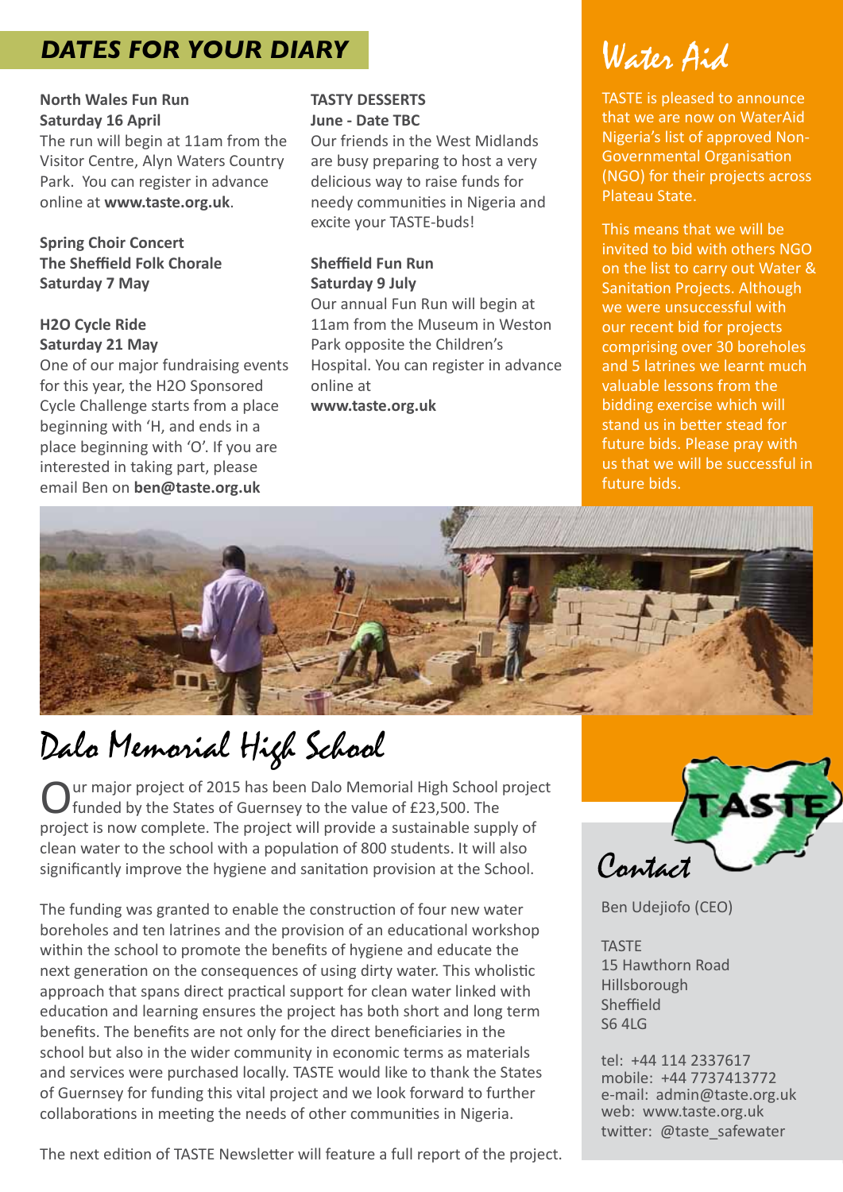## DATES FOR YOUR DIARY

**North Wales Fun Run**
**Saturday 16 April**
The run will begin at 11am from the Visitor Centre, Alyn Waters Country Park. You can register in advance online at **www.taste.org.uk**.

**Spring Choir Concert**
**The Sheffield Folk Chorale**
**Saturday 7 May**

**H2O Cycle Ride**
**Saturday 21 May**
One of our major fundraising events for this year, the H2O Sponsored Cycle Challenge starts from a place beginning with 'H, and ends in a place beginning with 'O'. If you are interested in taking part, please email Ben on **ben@taste.org.uk**

**TASTY DESSERTS**
**June - Date TBC**
Our friends in the West Midlands are busy preparing to host a very delicious way to raise funds for needy communities in Nigeria and excite your TASTE-buds!

**Sheffield Fun Run**
**Saturday 9 July**
Our annual Fun Run will begin at 11am from the Museum in Weston Park opposite the Children's Hospital. You can register in advance online at
**www.taste.org.uk**

## Water Aid

TASTE is pleased to announce that we are now on WaterAid Nigeria's list of approved Non-Governmental Organisation (NGO) for their projects across Plateau State.

This means that we will be invited to bid with others NGO on the list to carry out Water & Sanitation Projects. Although we were unsuccessful with our recent bid for projects comprising over 30 boreholes and 5 latrines we learnt much valuable lessons from the bidding exercise which will stand us in better stead for future bids. Please pray with us that we will be successful in future bids.

## Dalo Memorial High School

Our major project of 2015 has been Dalo Memorial High School project funded by the States of Guernsey to the value of £23,500. The project is now complete. The project will provide a sustainable supply of clean water to the school with a population of 800 students. It will also significantly improve the hygiene and sanitation provision at the School.

The funding was granted to enable the construction of four new water boreholes and ten latrines and the provision of an educational workshop within the school to promote the benefits of hygiene and educate the next generation on the consequences of using dirty water. This wholistic approach that spans direct practical support for clean water linked with education and learning ensures the project has both short and long term benefits. The benefits are not only for the direct beneficiaries in the school but also in the wider community in economic terms as materials and services were purchased locally. TASTE would like to thank the States of Guernsey for funding this vital project and we look forward to further collaborations in meeting the needs of other communities in Nigeria.

The next edition of TASTE Newsletter will feature a full report of the project.

## Contact

Ben Udejiofo (CEO)

TASTE
15 Hawthorn Road
Hillsborough
Sheffield
S6 4LG

tel: +44 114 2337617
mobile: +44 7737413772
e-mail: admin@taste.org.uk
web: www.taste.org.uk
twitter: @taste_safewater